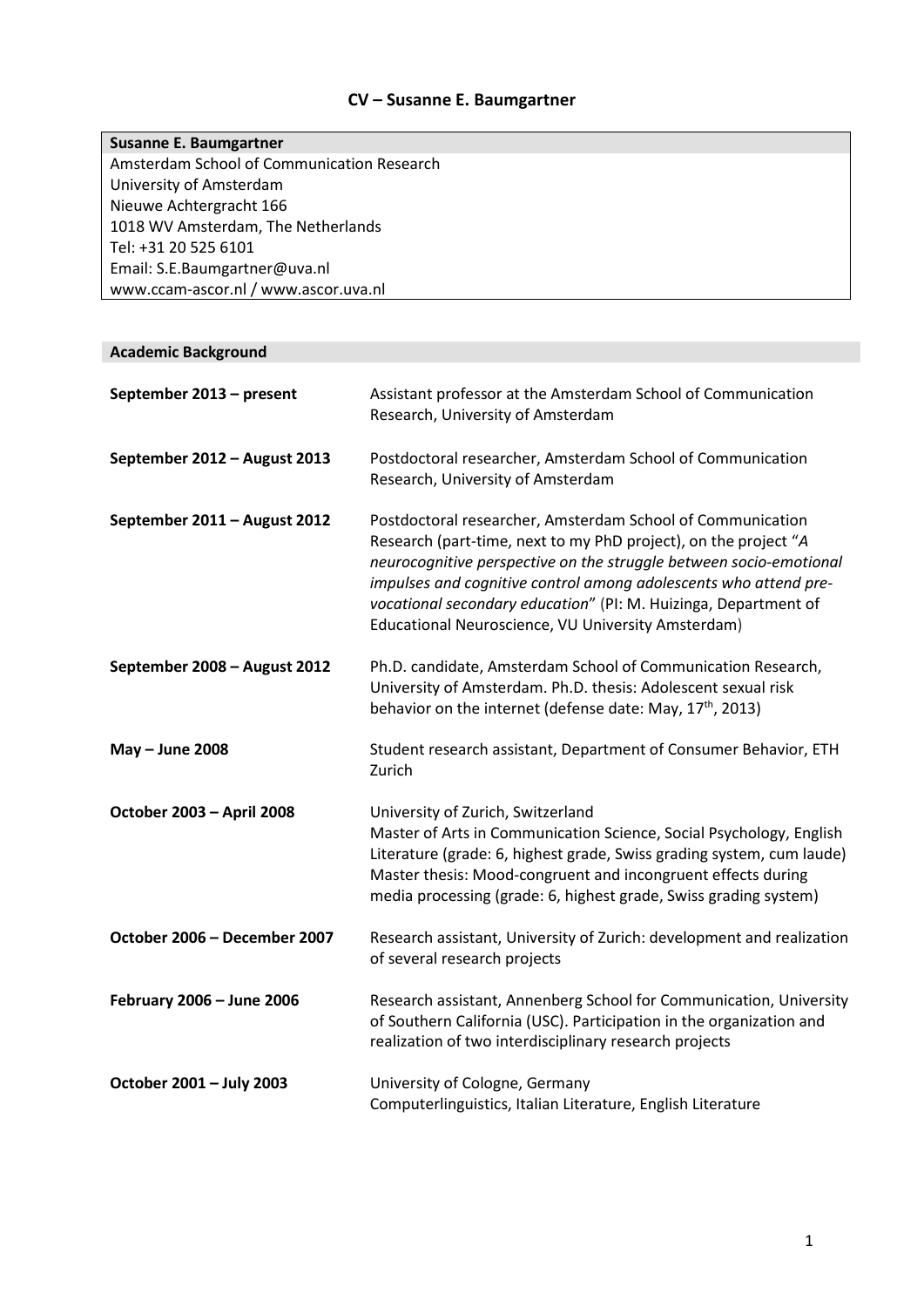# CV – Susanne E. Baumgartner

**Susanne E. Baumgartner**
Amsterdam School of Communication Research
University of Amsterdam
Nieuwe Achtergracht 166
1018 WV Amsterdam, The Netherlands
Tel: +31 20 525 6101
Email: S.E.Baumgartner@uva.nl
www.ccam-ascor.nl / www.ascor.uva.nl

## Academic Background

| | |
|---|---|
| **September 2013 – present** | Assistant professor at the Amsterdam School of Communication Research, University of Amsterdam |
| **September 2012 – August 2013** | Postdoctoral researcher, Amsterdam School of Communication Research, University of Amsterdam |
| **September 2011 – August 2012** | Postdoctoral researcher, Amsterdam School of Communication Research (part-time, next to my PhD project), on the project "*A neurocognitive perspective on the struggle between socio-emotional impulses and cognitive control among adolescents who attend pre-vocational secondary education*" (PI: M. Huizinga, Department of Educational Neuroscience, VU University Amsterdam) |
| **September 2008 – August 2012** | Ph.D. candidate, Amsterdam School of Communication Research, University of Amsterdam. Ph.D. thesis: Adolescent sexual risk behavior on the internet (defense date: May, 17th, 2013) |
| **May – June 2008** | Student research assistant, Department of Consumer Behavior, ETH Zurich |
| **October 2003 – April 2008** | University of Zurich, Switzerland<br>Master of Arts in Communication Science, Social Psychology, English Literature (grade: 6, highest grade, Swiss grading system, cum laude)<br>Master thesis: Mood-congruent and incongruent effects during media processing (grade: 6, highest grade, Swiss grading system) |
| **October 2006 – December 2007** | Research assistant, University of Zurich: development and realization of several research projects |
| **February 2006 – June 2006** | Research assistant, Annenberg School for Communication, University of Southern California (USC). Participation in the organization and realization of two interdisciplinary research projects |
| **October 2001 – July 2003** | University of Cologne, Germany<br>Computerlinguistics, Italian Literature, English Literature |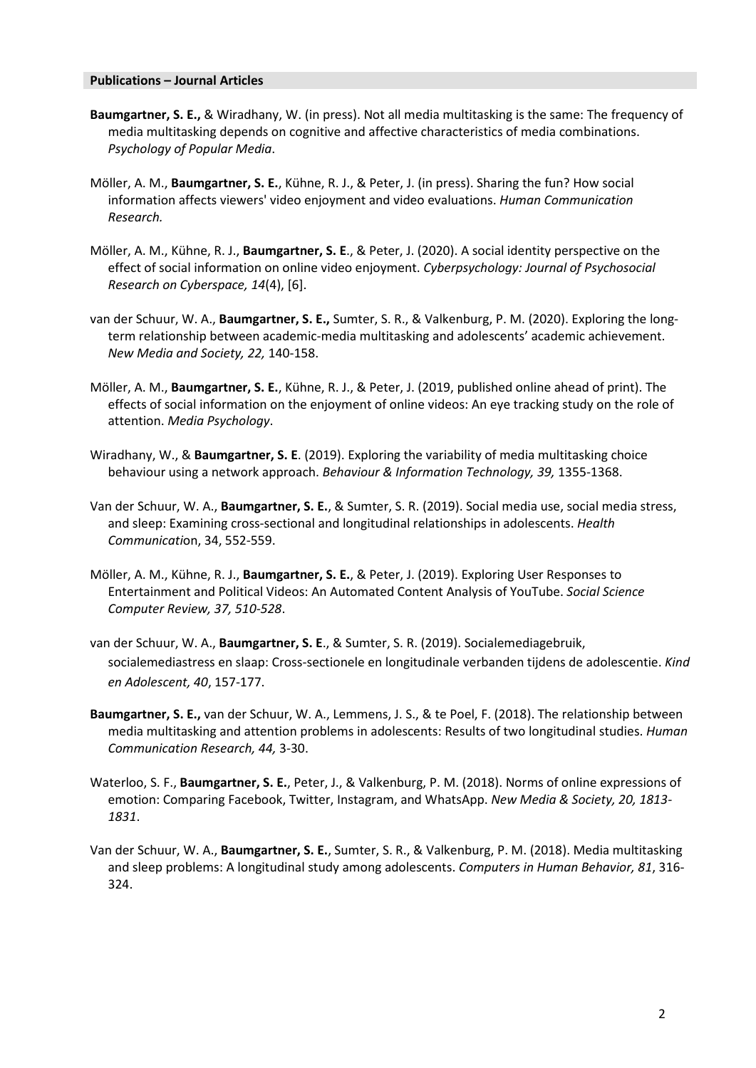## Publications – Journal Articles

**Baumgartner, S. E.,** & Wiradhany, W. (in press). Not all media multitasking is the same: The frequency of media multitasking depends on cognitive and affective characteristics of media combinations. *Psychology of Popular Media*.

Möller, A. M., **Baumgartner, S. E.**, Kühne, R. J., & Peter, J. (in press). Sharing the fun? How social information affects viewers' video enjoyment and video evaluations. *Human Communication Research.*

Möller, A. M., Kühne, R. J., **Baumgartner, S. E**., & Peter, J. (2020). A social identity perspective on the effect of social information on online video enjoyment. *Cyberpsychology: Journal of Psychosocial Research on Cyberspace, 14*(4), [6].

van der Schuur, W. A., **Baumgartner, S. E.,** Sumter, S. R., & Valkenburg, P. M. (2020). Exploring the long-term relationship between academic-media multitasking and adolescents' academic achievement. *New Media and Society, 22,* 140-158.

Möller, A. M., **Baumgartner, S. E.**, Kühne, R. J., & Peter, J. (2019, published online ahead of print). The effects of social information on the enjoyment of online videos: An eye tracking study on the role of attention. *Media Psychology*.

Wiradhany, W., & **Baumgartner, S. E**. (2019). Exploring the variability of media multitasking choice behaviour using a network approach. *Behaviour & Information Technology, 39,* 1355-1368.

Van der Schuur, W. A., **Baumgartner, S. E.**, & Sumter, S. R. (2019). Social media use, social media stress, and sleep: Examining cross-sectional and longitudinal relationships in adolescents. *Health Communicatio*n, 34, 552-559.

Möller, A. M., Kühne, R. J., **Baumgartner, S. E.**, & Peter, J. (2019). Exploring User Responses to Entertainment and Political Videos: An Automated Content Analysis of YouTube. *Social Science Computer Review, 37, 510-528*.

van der Schuur, W. A., **Baumgartner, S. E**., & Sumter, S. R. (2019). Socialemediagebruik, socialemediastress en slaap: Cross-sectionele en longitudinale verbanden tijdens de adolescentie. *Kind en Adolescent, 40*, 157-177.

**Baumgartner, S. E.,** van der Schuur, W. A., Lemmens, J. S., & te Poel, F. (2018). The relationship between media multitasking and attention problems in adolescents: Results of two longitudinal studies. *Human Communication Research, 44,* 3-30.

Waterloo, S. F., **Baumgartner, S. E.**, Peter, J., & Valkenburg, P. M. (2018). Norms of online expressions of emotion: Comparing Facebook, Twitter, Instagram, and WhatsApp. *New Media & Society, 20, 1813-1831*.

Van der Schuur, W. A., **Baumgartner, S. E.**, Sumter, S. R., & Valkenburg, P. M. (2018). Media multitasking and sleep problems: A longitudinal study among adolescents. *Computers in Human Behavior, 81*, 316-324.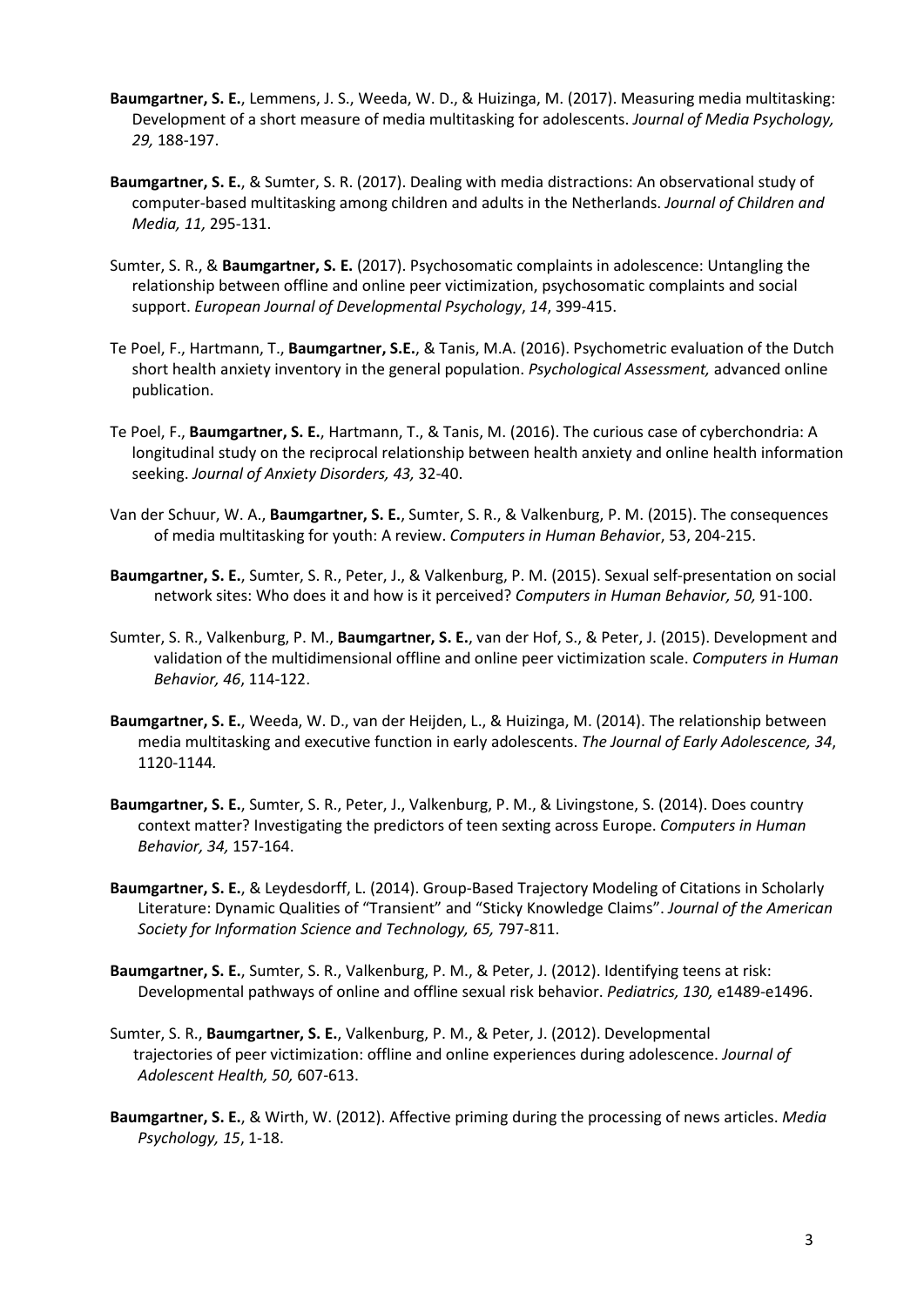**Baumgartner, S. E.**, Lemmens, J. S., Weeda, W. D., & Huizinga, M. (2017). Measuring media multitasking: Development of a short measure of media multitasking for adolescents. *Journal of Media Psychology, 29,* 188-197.

**Baumgartner, S. E.**, & Sumter, S. R. (2017). Dealing with media distractions: An observational study of computer-based multitasking among children and adults in the Netherlands. *Journal of Children and Media, 11,* 295-131.

Sumter, S. R., & **Baumgartner, S. E.** (2017). Psychosomatic complaints in adolescence: Untangling the relationship between offline and online peer victimization, psychosomatic complaints and social support. *European Journal of Developmental Psychology*, *14*, 399-415.

Te Poel, F., Hartmann, T., **Baumgartner, S.E.**, & Tanis, M.A. (2016). Psychometric evaluation of the Dutch short health anxiety inventory in the general population. *Psychological Assessment,* advanced online publication.

Te Poel, F., **Baumgartner, S. E.**, Hartmann, T., & Tanis, M. (2016). The curious case of cyberchondria: A longitudinal study on the reciprocal relationship between health anxiety and online health information seeking. *Journal of Anxiety Disorders, 43,* 32-40.

Van der Schuur, W. A., **Baumgartner, S. E.**, Sumter, S. R., & Valkenburg, P. M. (2015). The consequences of media multitasking for youth: A review. *Computers in Human Behavior*, 53, 204-215.

**Baumgartner, S. E.**, Sumter, S. R., Peter, J., & Valkenburg, P. M. (2015). Sexual self-presentation on social network sites: Who does it and how is it perceived? *Computers in Human Behavior, 50,* 91-100.

Sumter, S. R., Valkenburg, P. M., **Baumgartner, S. E.**, van der Hof, S., & Peter, J. (2015). Development and validation of the multidimensional offline and online peer victimization scale. *Computers in Human Behavior, 46*, 114-122.

**Baumgartner, S. E.**, Weeda, W. D., van der Heijden, L., & Huizinga, M. (2014). The relationship between media multitasking and executive function in early adolescents. *The Journal of Early Adolescence, 34*, 1120-1144.

**Baumgartner, S. E.**, Sumter, S. R., Peter, J., Valkenburg, P. M., & Livingstone, S. (2014). Does country context matter? Investigating the predictors of teen sexting across Europe. *Computers in Human Behavior, 34,* 157-164.

**Baumgartner, S. E.**, & Leydesdorff, L. (2014). Group-Based Trajectory Modeling of Citations in Scholarly Literature: Dynamic Qualities of "Transient" and "Sticky Knowledge Claims". *Journal of the American Society for Information Science and Technology, 65,* 797-811.

**Baumgartner, S. E.**, Sumter, S. R., Valkenburg, P. M., & Peter, J. (2012). Identifying teens at risk: Developmental pathways of online and offline sexual risk behavior. *Pediatrics, 130,* e1489-e1496.

Sumter, S. R., **Baumgartner, S. E.**, Valkenburg, P. M., & Peter, J. (2012). Developmental trajectories of peer victimization: offline and online experiences during adolescence. *Journal of Adolescent Health, 50,* 607-613.

**Baumgartner, S. E.**, & Wirth, W. (2012). Affective priming during the processing of news articles. *Media Psychology, 15*, 1-18.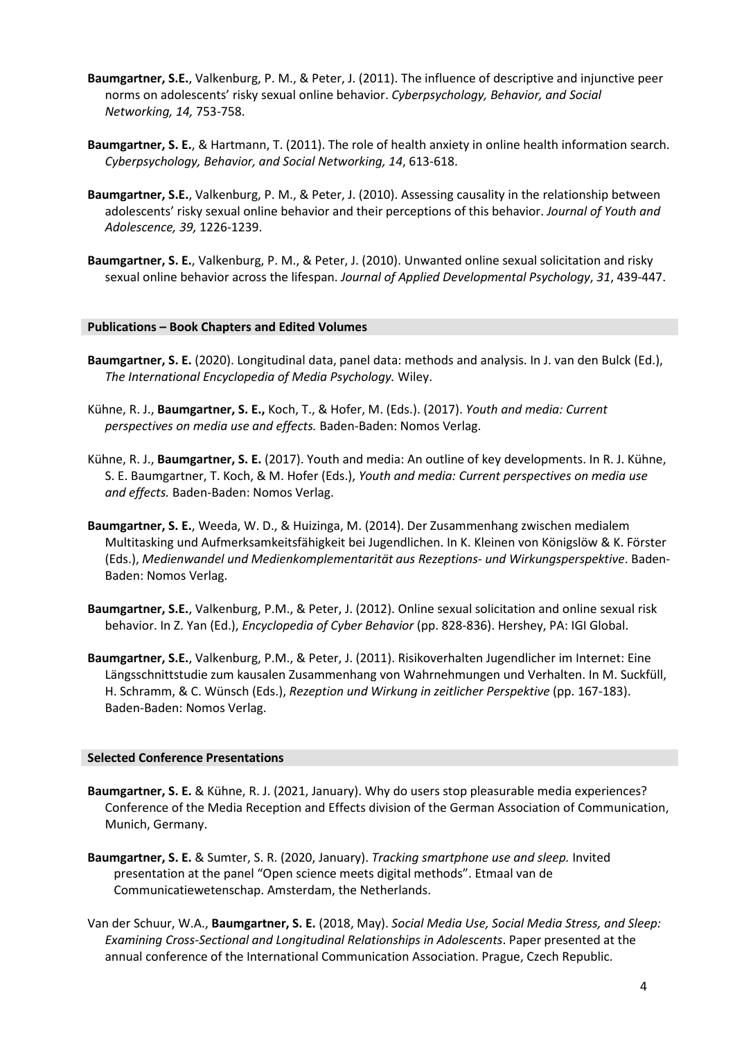**Baumgartner, S.E.**, Valkenburg, P. M., & Peter, J. (2011). The influence of descriptive and injunctive peer norms on adolescents' risky sexual online behavior. *Cyberpsychology, Behavior, and Social Networking, 14,* 753-758.

**Baumgartner, S. E.**, & Hartmann, T. (2011). The role of health anxiety in online health information search. *Cyberpsychology, Behavior, and Social Networking, 14*, 613-618.

**Baumgartner, S.E.**, Valkenburg, P. M., & Peter, J. (2010). Assessing causality in the relationship between adolescents' risky sexual online behavior and their perceptions of this behavior. *Journal of Youth and Adolescence, 39,* 1226-1239.

**Baumgartner, S. E.**, Valkenburg, P. M., & Peter, J. (2010). Unwanted online sexual solicitation and risky sexual online behavior across the lifespan. *Journal of Applied Developmental Psychology*, *31*, 439-447.

## Publications – Book Chapters and Edited Volumes

**Baumgartner, S. E.** (2020). Longitudinal data, panel data: methods and analysis. In J. van den Bulck (Ed.), *The International Encyclopedia of Media Psychology.* Wiley.

Kühne, R. J., **Baumgartner, S. E.,** Koch, T., & Hofer, M. (Eds.). (2017). *Youth and media: Current perspectives on media use and effects.* Baden-Baden: Nomos Verlag.

Kühne, R. J., **Baumgartner, S. E.** (2017). Youth and media: An outline of key developments. In R. J. Kühne, S. E. Baumgartner, T. Koch, & M. Hofer (Eds.), *Youth and media: Current perspectives on media use and effects.* Baden-Baden: Nomos Verlag.

**Baumgartner, S. E.**, Weeda, W. D., & Huizinga, M. (2014). Der Zusammenhang zwischen medialem Multitasking und Aufmerksamkeitsfähigkeit bei Jugendlichen. In K. Kleinen von Königslöw & K. Förster (Eds.), *Medienwandel und Medienkomplementarität aus Rezeptions- und Wirkungsperspektive*. Baden-Baden: Nomos Verlag.

**Baumgartner, S.E.**, Valkenburg, P.M., & Peter, J. (2012). Online sexual solicitation and online sexual risk behavior. In Z. Yan (Ed.), *Encyclopedia of Cyber Behavior* (pp. 828-836). Hershey, PA: IGI Global.

**Baumgartner, S.E.**, Valkenburg, P.M., & Peter, J. (2011). Risikoverhalten Jugendlicher im Internet: Eine Längsschnittstudie zum kausalen Zusammenhang von Wahrnehmungen und Verhalten. In M. Suckfüll, H. Schramm, & C. Wünsch (Eds.), *Rezeption und Wirkung in zeitlicher Perspektive* (pp. 167-183). Baden-Baden: Nomos Verlag.

## Selected Conference Presentations

**Baumgartner, S. E.** & Kühne, R. J. (2021, January). Why do users stop pleasurable media experiences? Conference of the Media Reception and Effects division of the German Association of Communication, Munich, Germany.

**Baumgartner, S. E.** & Sumter, S. R. (2020, January). *Tracking smartphone use and sleep.* Invited presentation at the panel "Open science meets digital methods". Etmaal van de Communicatiewetenschap. Amsterdam, the Netherlands.

Van der Schuur, W.A., **Baumgartner, S. E.** (2018, May). *Social Media Use, Social Media Stress, and Sleep: Examining Cross-Sectional and Longitudinal Relationships in Adolescents*. Paper presented at the annual conference of the International Communication Association. Prague, Czech Republic.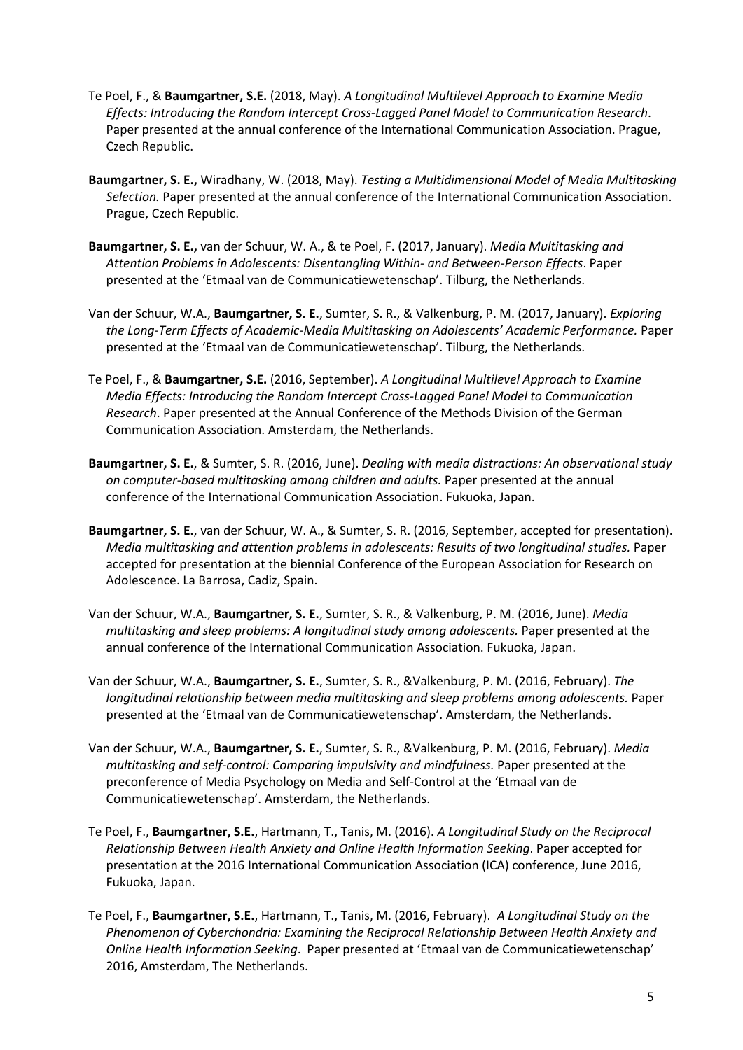Te Poel, F., & **Baumgartner, S.E.** (2018, May). *A Longitudinal Multilevel Approach to Examine Media Effects: Introducing the Random Intercept Cross-Lagged Panel Model to Communication Research*. Paper presented at the annual conference of the International Communication Association. Prague, Czech Republic.

**Baumgartner, S. E.,** Wiradhany, W. (2018, May). *Testing a Multidimensional Model of Media Multitasking Selection.* Paper presented at the annual conference of the International Communication Association. Prague, Czech Republic.

**Baumgartner, S. E.,** van der Schuur, W. A., & te Poel, F. (2017, January). *Media Multitasking and Attention Problems in Adolescents: Disentangling Within- and Between-Person Effects*. Paper presented at the 'Etmaal van de Communicatiewetenschap'. Tilburg, the Netherlands.

Van der Schuur, W.A., **Baumgartner, S. E.**, Sumter, S. R., & Valkenburg, P. M. (2017, January). *Exploring the Long-Term Effects of Academic-Media Multitasking on Adolescents' Academic Performance.* Paper presented at the 'Etmaal van de Communicatiewetenschap'. Tilburg, the Netherlands.

Te Poel, F., & **Baumgartner, S.E.** (2016, September). *A Longitudinal Multilevel Approach to Examine Media Effects: Introducing the Random Intercept Cross-Lagged Panel Model to Communication Research*. Paper presented at the Annual Conference of the Methods Division of the German Communication Association. Amsterdam, the Netherlands.

**Baumgartner, S. E.**, & Sumter, S. R. (2016, June). *Dealing with media distractions: An observational study on computer-based multitasking among children and adults.* Paper presented at the annual conference of the International Communication Association. Fukuoka, Japan.

**Baumgartner, S. E.**, van der Schuur, W. A., & Sumter, S. R. (2016, September, accepted for presentation). *Media multitasking and attention problems in adolescents: Results of two longitudinal studies.* Paper accepted for presentation at the biennial Conference of the European Association for Research on Adolescence. La Barrosa, Cadiz, Spain.

Van der Schuur, W.A., **Baumgartner, S. E.**, Sumter, S. R., & Valkenburg, P. M. (2016, June). *Media multitasking and sleep problems: A longitudinal study among adolescents.* Paper presented at the annual conference of the International Communication Association. Fukuoka, Japan.

Van der Schuur, W.A., **Baumgartner, S. E.**, Sumter, S. R., &Valkenburg, P. M. (2016, February). *The longitudinal relationship between media multitasking and sleep problems among adolescents.* Paper presented at the 'Etmaal van de Communicatiewetenschap'. Amsterdam, the Netherlands.

Van der Schuur, W.A., **Baumgartner, S. E.**, Sumter, S. R., &Valkenburg, P. M. (2016, February). *Media multitasking and self-control: Comparing impulsivity and mindfulness.* Paper presented at the preconference of Media Psychology on Media and Self-Control at the 'Etmaal van de Communicatiewetenschap'. Amsterdam, the Netherlands.

Te Poel, F., **Baumgartner, S.E.**, Hartmann, T., Tanis, M. (2016). *A Longitudinal Study on the Reciprocal Relationship Between Health Anxiety and Online Health Information Seeking*. Paper accepted for presentation at the 2016 International Communication Association (ICA) conference, June 2016, Fukuoka, Japan.

Te Poel, F., **Baumgartner, S.E.**, Hartmann, T., Tanis, M. (2016, February). *A Longitudinal Study on the Phenomenon of Cyberchondria: Examining the Reciprocal Relationship Between Health Anxiety and Online Health Information Seeking*. Paper presented at 'Etmaal van de Communicatiewetenschap' 2016, Amsterdam, The Netherlands.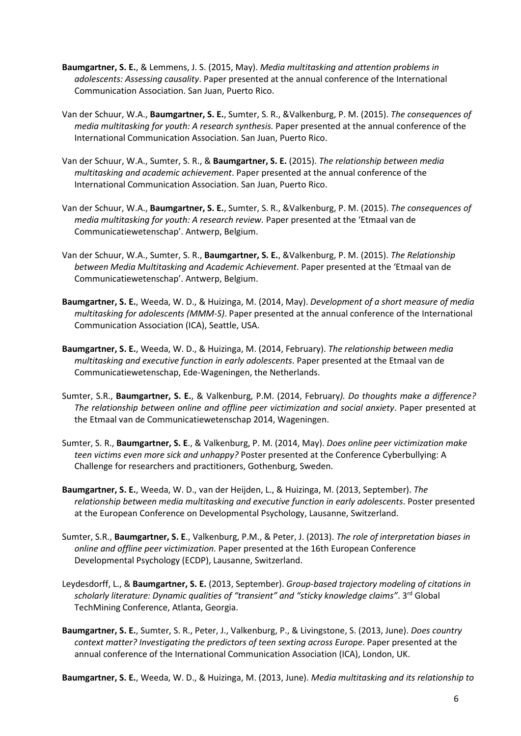**Baumgartner, S. E.**, & Lemmens, J. S. (2015, May). *Media multitasking and attention problems in adolescents: Assessing causality*. Paper presented at the annual conference of the International Communication Association. San Juan, Puerto Rico.

Van der Schuur, W.A., **Baumgartner, S. E.**, Sumter, S. R., &Valkenburg, P. M. (2015). *The consequences of media multitasking for youth: A research synthesis.* Paper presented at the annual conference of the International Communication Association. San Juan, Puerto Rico.

Van der Schuur, W.A., Sumter, S. R., & **Baumgartner, S. E.** (2015). *The relationship between media multitasking and academic achievement*. Paper presented at the annual conference of the International Communication Association. San Juan, Puerto Rico.

Van der Schuur, W.A., **Baumgartner, S. E.**, Sumter, S. R., &Valkenburg, P. M. (2015). *The consequences of media multitasking for youth: A research review.* Paper presented at the 'Etmaal van de Communicatiewetenschap'. Antwerp, Belgium.

Van der Schuur, W.A., Sumter, S. R., **Baumgartner, S. E.**, &Valkenburg, P. M. (2015). *The Relationship between Media Multitasking and Academic Achievement*. Paper presented at the 'Etmaal van de Communicatiewetenschap'. Antwerp, Belgium.

**Baumgartner, S. E.**, Weeda, W. D., & Huizinga, M. (2014, May). *Development of a short measure of media multitasking for adolescents (MMM-S)*. Paper presented at the annual conference of the International Communication Association (ICA), Seattle, USA.

**Baumgartner, S. E.**, Weeda, W. D., & Huizinga, M. (2014, February). *The relationship between media multitasking and executive function in early adolescents*. Paper presented at the Etmaal van de Communicatiewetenschap, Ede-Wageningen, the Netherlands.

Sumter, S.R., **Baumgartner, S. E.**, & Valkenburg, P.M. (2014, February*). Do thoughts make a difference? The relationship between online and offline peer victimization and social anxiety*. Paper presented at the Etmaal van de Communicatiewetenschap 2014, Wageningen.

Sumter, S. R., **Baumgartner, S. E**., & Valkenburg, P. M. (2014, May). *Does online peer victimization make teen victims even more sick and unhappy?* Poster presented at the Conference Cyberbullying: A Challenge for researchers and practitioners, Gothenburg, Sweden.

**Baumgartner, S. E.**, Weeda, W. D., van der Heijden, L., & Huizinga, M. (2013, September). *The relationship between media multitasking and executive function in early adolescents*. Poster presented at the European Conference on Developmental Psychology, Lausanne, Switzerland.

Sumter, S.R., **Baumgartner, S. E**., Valkenburg, P.M., & Peter, J. (2013). *The role of interpretation biases in online and offline peer victimization.* Paper presented at the 16th European Conference Developmental Psychology (ECDP), Lausanne, Switzerland.

Leydesdorff, L., & **Baumgartner, S. E.** (2013, September). *Group-based trajectory modeling of citations in scholarly literature: Dynamic qualities of "transient" and "sticky knowledge claims"*. 3rd Global TechMining Conference, Atlanta, Georgia.

**Baumgartner, S. E.**, Sumter, S. R., Peter, J., Valkenburg, P., & Livingstone, S. (2013, June). *Does country context matter? Investigating the predictors of teen sexting across Europe*. Paper presented at the annual conference of the International Communication Association (ICA), London, UK.

**Baumgartner, S. E.**, Weeda, W. D., & Huizinga, M. (2013, June). *Media multitasking and its relationship to*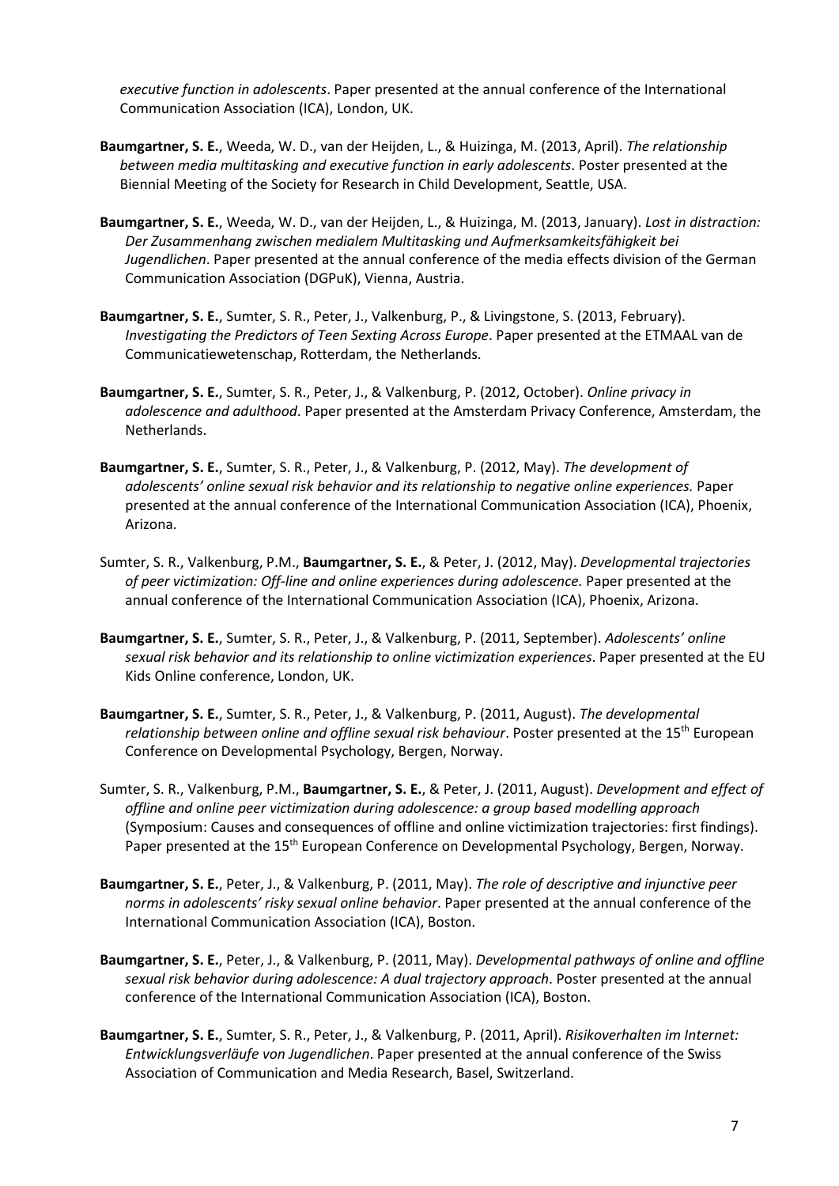*executive function in adolescents*. Paper presented at the annual conference of the International Communication Association (ICA), London, UK.

**Baumgartner, S. E.**, Weeda, W. D., van der Heijden, L., & Huizinga, M. (2013, April). *The relationship between media multitasking and executive function in early adolescents*. Poster presented at the Biennial Meeting of the Society for Research in Child Development, Seattle, USA.

**Baumgartner, S. E.**, Weeda, W. D., van der Heijden, L., & Huizinga, M. (2013, January). *Lost in distraction: Der Zusammenhang zwischen medialem Multitasking und Aufmerksamkeitsfähigkeit bei Jugendlichen*. Paper presented at the annual conference of the media effects division of the German Communication Association (DGPuK), Vienna, Austria.

**Baumgartner, S. E.**, Sumter, S. R., Peter, J., Valkenburg, P., & Livingstone, S. (2013, February). *Investigating the Predictors of Teen Sexting Across Europe*. Paper presented at the ETMAAL van de Communicatiewetenschap, Rotterdam, the Netherlands.

**Baumgartner, S. E.**, Sumter, S. R., Peter, J., & Valkenburg, P. (2012, October). *Online privacy in adolescence and adulthood*. Paper presented at the Amsterdam Privacy Conference, Amsterdam, the Netherlands.

**Baumgartner, S. E.**, Sumter, S. R., Peter, J., & Valkenburg, P. (2012, May). *The development of adolescents' online sexual risk behavior and its relationship to negative online experiences.* Paper presented at the annual conference of the International Communication Association (ICA), Phoenix, Arizona.

Sumter, S. R., Valkenburg, P.M., **Baumgartner, S. E.**, & Peter, J. (2012, May). *Developmental trajectories of peer victimization: Off-line and online experiences during adolescence.* Paper presented at the annual conference of the International Communication Association (ICA), Phoenix, Arizona.

**Baumgartner, S. E.**, Sumter, S. R., Peter, J., & Valkenburg, P. (2011, September). *Adolescents' online sexual risk behavior and its relationship to online victimization experiences*. Paper presented at the EU Kids Online conference, London, UK.

**Baumgartner, S. E.**, Sumter, S. R., Peter, J., & Valkenburg, P. (2011, August). *The developmental relationship between online and offline sexual risk behaviour*. Poster presented at the 15th European Conference on Developmental Psychology, Bergen, Norway.

Sumter, S. R., Valkenburg, P.M., **Baumgartner, S. E.**, & Peter, J. (2011, August). *Development and effect of offline and online peer victimization during adolescence: a group based modelling approach* (Symposium: Causes and consequences of offline and online victimization trajectories: first findings). Paper presented at the 15th European Conference on Developmental Psychology, Bergen, Norway.

**Baumgartner, S. E.**, Peter, J., & Valkenburg, P. (2011, May). *The role of descriptive and injunctive peer norms in adolescents' risky sexual online behavior*. Paper presented at the annual conference of the International Communication Association (ICA), Boston.

**Baumgartner, S. E.**, Peter, J., & Valkenburg, P. (2011, May). *Developmental pathways of online and offline sexual risk behavior during adolescence: A dual trajectory approach*. Poster presented at the annual conference of the International Communication Association (ICA), Boston.

**Baumgartner, S. E.**, Sumter, S. R., Peter, J., & Valkenburg, P. (2011, April). *Risikoverhalten im Internet: Entwicklungsverläufe von Jugendlichen*. Paper presented at the annual conference of the Swiss Association of Communication and Media Research, Basel, Switzerland.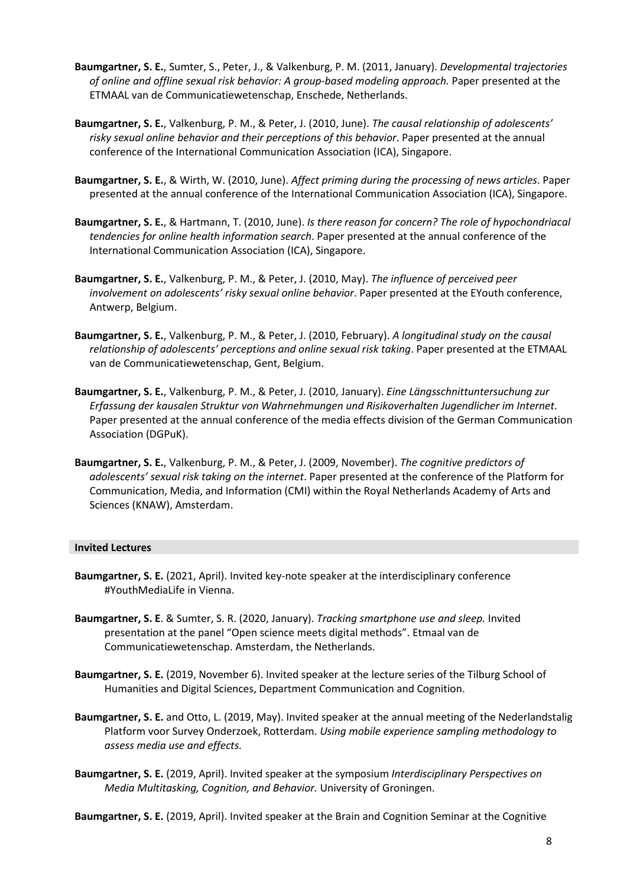**Baumgartner, S. E.**, Sumter, S., Peter, J., & Valkenburg, P. M. (2011, January). *Developmental trajectories of online and offline sexual risk behavior: A group-based modeling approach.* Paper presented at the ETMAAL van de Communicatiewetenschap, Enschede, Netherlands.

**Baumgartner, S. E.**, Valkenburg, P. M., & Peter, J. (2010, June). *The causal relationship of adolescents' risky sexual online behavior and their perceptions of this behavior*. Paper presented at the annual conference of the International Communication Association (ICA), Singapore.

**Baumgartner, S. E.**, & Wirth, W. (2010, June). *Affect priming during the processing of news articles*. Paper presented at the annual conference of the International Communication Association (ICA), Singapore.

**Baumgartner, S. E.**, & Hartmann, T. (2010, June). *Is there reason for concern? The role of hypochondriacal tendencies for online health information search*. Paper presented at the annual conference of the International Communication Association (ICA), Singapore.

**Baumgartner, S. E.**, Valkenburg, P. M., & Peter, J. (2010, May). *The influence of perceived peer involvement on adolescents' risky sexual online behavior*. Paper presented at the EYouth conference, Antwerp, Belgium.

**Baumgartner, S. E.**, Valkenburg, P. M., & Peter, J. (2010, February). *A longitudinal study on the causal relationship of adolescents' perceptions and online sexual risk taking*. Paper presented at the ETMAAL van de Communicatiewetenschap, Gent, Belgium.

**Baumgartner, S. E.**, Valkenburg, P. M., & Peter, J. (2010, January). *Eine Längsschnittuntersuchung zur Erfassung der kausalen Struktur von Wahrnehmungen und Risikoverhalten Jugendlicher im Internet*. Paper presented at the annual conference of the media effects division of the German Communication Association (DGPuK).

**Baumgartner, S. E.**, Valkenburg, P. M., & Peter, J. (2009, November). *The cognitive predictors of adolescents' sexual risk taking on the internet*. Paper presented at the conference of the Platform for Communication, Media, and Information (CMI) within the Royal Netherlands Academy of Arts and Sciences (KNAW), Amsterdam.

## Invited Lectures

**Baumgartner, S. E.** (2021, April). Invited key-note speaker at the interdisciplinary conference #YouthMediaLife in Vienna.

**Baumgartner, S. E**. & Sumter, S. R. (2020, January). *Tracking smartphone use and sleep.* Invited presentation at the panel "Open science meets digital methods". Etmaal van de Communicatiewetenschap. Amsterdam, the Netherlands.

**Baumgartner, S. E.** (2019, November 6). Invited speaker at the lecture series of the Tilburg School of Humanities and Digital Sciences, Department Communication and Cognition.

**Baumgartner, S. E.** and Otto, L. (2019, May). Invited speaker at the annual meeting of the Nederlandstalig Platform voor Survey Onderzoek, Rotterdam. *Using mobile experience sampling methodology to assess media use and effects.*

**Baumgartner, S. E.** (2019, April). Invited speaker at the symposium *Interdisciplinary Perspectives on Media Multitasking, Cognition, and Behavior.* University of Groningen.

**Baumgartner, S. E.** (2019, April). Invited speaker at the Brain and Cognition Seminar at the Cognitive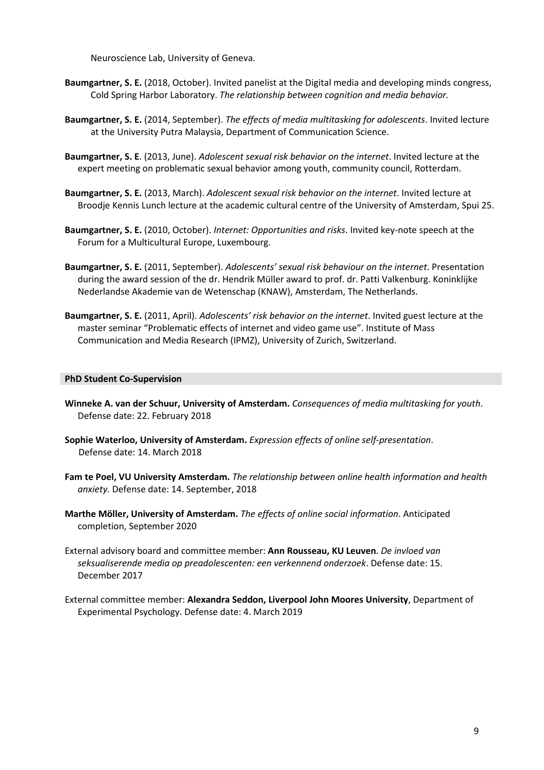Neuroscience Lab, University of Geneva.

**Baumgartner, S. E.** (2018, October). Invited panelist at the Digital media and developing minds congress, Cold Spring Harbor Laboratory. *The relationship between cognition and media behavior.*

**Baumgartner, S. E.** (2014, September). *The effects of media multitasking for adolescents*. Invited lecture at the University Putra Malaysia, Department of Communication Science.

**Baumgartner, S. E**. (2013, June). *Adolescent sexual risk behavior on the internet*. Invited lecture at the expert meeting on problematic sexual behavior among youth, community council, Rotterdam.

**Baumgartner, S. E.** (2013, March). *Adolescent sexual risk behavior on the internet*. Invited lecture at Broodje Kennis Lunch lecture at the academic cultural centre of the University of Amsterdam, Spui 25.

**Baumgartner, S. E.** (2010, October). *Internet: Opportunities and risks*. Invited key-note speech at the Forum for a Multicultural Europe, Luxembourg.

**Baumgartner, S. E.** (2011, September). *Adolescents' sexual risk behaviour on the internet*. Presentation during the award session of the dr. Hendrik Müller award to prof. dr. Patti Valkenburg. Koninklijke Nederlandse Akademie van de Wetenschap (KNAW), Amsterdam, The Netherlands.

**Baumgartner, S. E.** (2011, April). *Adolescents' risk behavior on the internet*. Invited guest lecture at the master seminar "Problematic effects of internet and video game use". Institute of Mass Communication and Media Research (IPMZ), University of Zurich, Switzerland.

## PhD Student Co-Supervision

**Winneke A. van der Schuur, University of Amsterdam.** *Consequences of media multitasking for youth*. Defense date: 22. February 2018

**Sophie Waterloo, University of Amsterdam.** *Expression effects of online self-presentation*. Defense date: 14. March 2018

**Fam te Poel, VU University Amsterdam.** *The relationship between online health information and health anxiety.* Defense date: 14. September, 2018

**Marthe Möller, University of Amsterdam.** *The effects of online social information*. Anticipated completion, September 2020

External advisory board and committee member: **Ann Rousseau, KU Leuven**. *De invloed van seksualiserende media op preadolescenten: een verkennend onderzoek*. Defense date: 15. December 2017

External committee member: **Alexandra Seddon, Liverpool John Moores University**, Department of Experimental Psychology. Defense date: 4. March 2019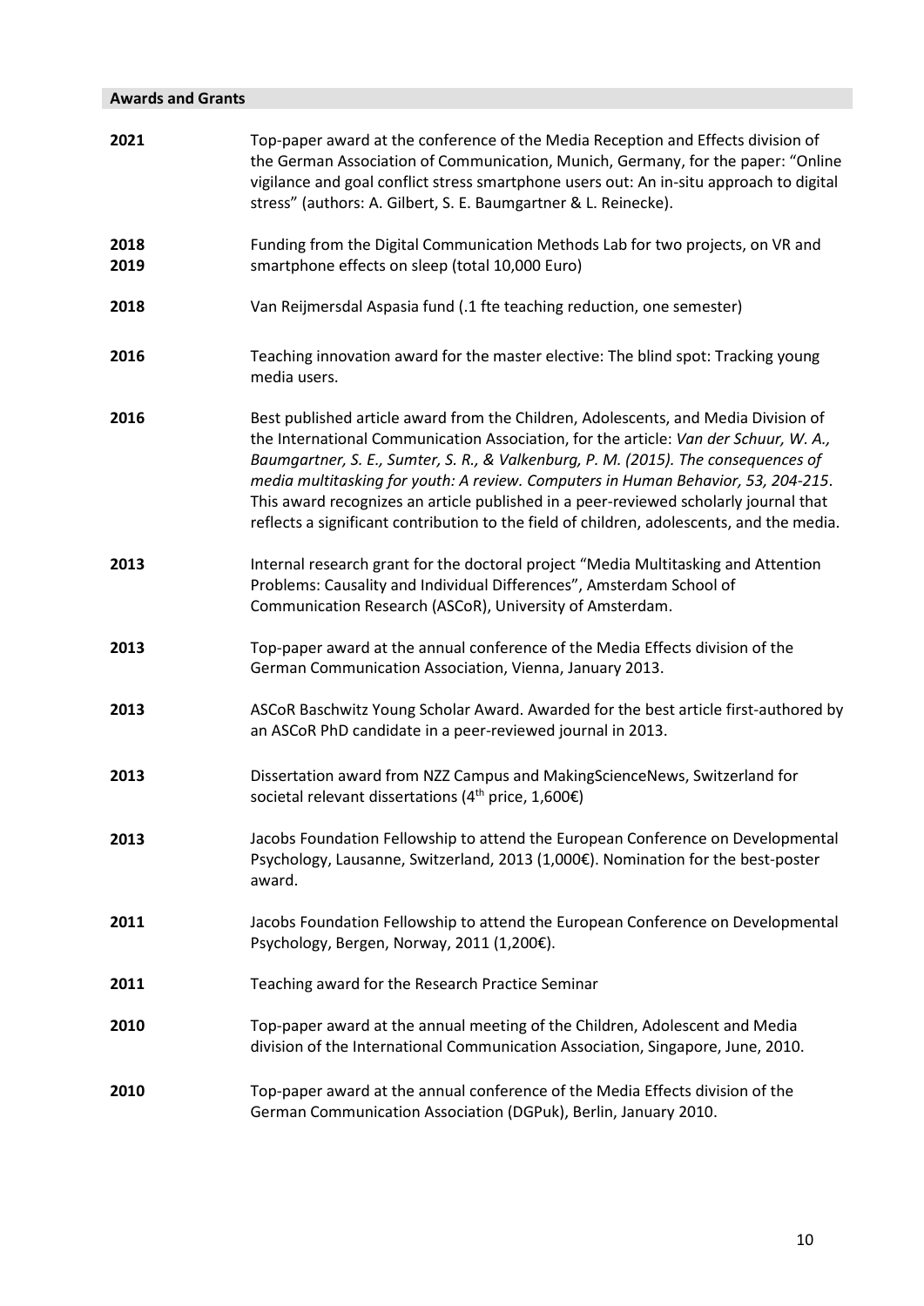## Awards and Grants

**2021** Top-paper award at the conference of the Media Reception and Effects division of the German Association of Communication, Munich, Germany, for the paper: "Online vigilance and goal conflict stress smartphone users out: An in-situ approach to digital stress" (authors: A. Gilbert, S. E. Baumgartner & L. Reinecke).

**2018**
**2019** Funding from the Digital Communication Methods Lab for two projects, on VR and smartphone effects on sleep (total 10,000 Euro)

**2018** Van Reijmersdal Aspasia fund (.1 fte teaching reduction, one semester)

**2016** Teaching innovation award for the master elective: The blind spot: Tracking young media users.

**2016** Best published article award from the Children, Adolescents, and Media Division of the International Communication Association, for the article: *Van der Schuur, W. A., Baumgartner, S. E., Sumter, S. R., & Valkenburg, P. M. (2015). The consequences of media multitasking for youth: A review. Computers in Human Behavior, 53, 204-215*. This award recognizes an article published in a peer-reviewed scholarly journal that reflects a significant contribution to the field of children, adolescents, and the media.

**2013** Internal research grant for the doctoral project "Media Multitasking and Attention Problems: Causality and Individual Differences", Amsterdam School of Communication Research (ASCoR), University of Amsterdam.

**2013** Top-paper award at the annual conference of the Media Effects division of the German Communication Association, Vienna, January 2013.

**2013** ASCoR Baschwitz Young Scholar Award. Awarded for the best article first-authored by an ASCoR PhD candidate in a peer-reviewed journal in 2013.

**2013** Dissertation award from NZZ Campus and MakingScienceNews, Switzerland for societal relevant dissertations (4th price, 1,600€)

**2013** Jacobs Foundation Fellowship to attend the European Conference on Developmental Psychology, Lausanne, Switzerland, 2013 (1,000€). Nomination for the best-poster award.

**2011** Jacobs Foundation Fellowship to attend the European Conference on Developmental Psychology, Bergen, Norway, 2011 (1,200€).

**2011** Teaching award for the Research Practice Seminar

**2010** Top-paper award at the annual meeting of the Children, Adolescent and Media division of the International Communication Association, Singapore, June, 2010.

**2010** Top-paper award at the annual conference of the Media Effects division of the German Communication Association (DGPuk), Berlin, January 2010.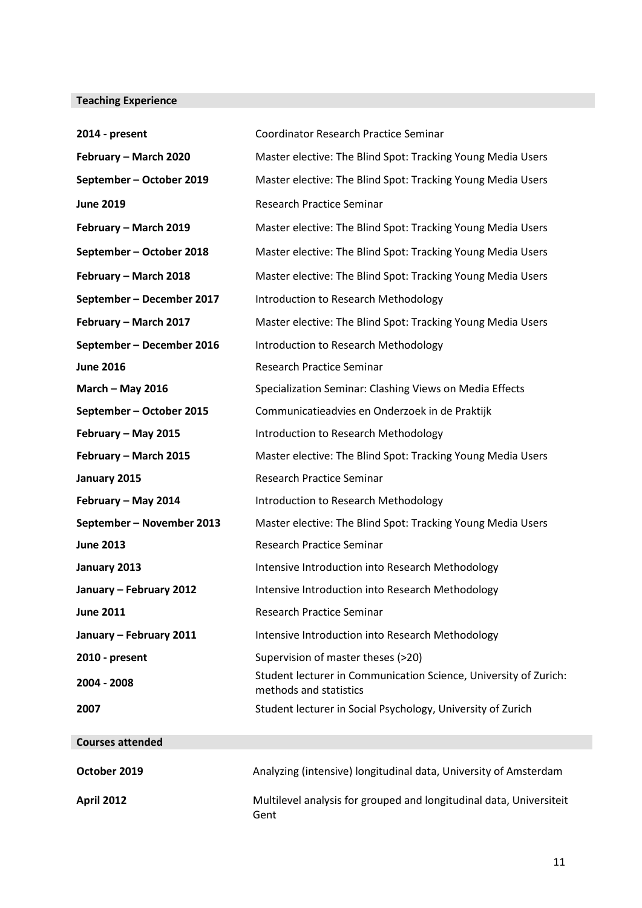## Teaching Experience

| | |
|---|---|
| **2014 - present** | Coordinator Research Practice Seminar |
| **February – March 2020** | Master elective: The Blind Spot: Tracking Young Media Users |
| **September – October 2019** | Master elective: The Blind Spot: Tracking Young Media Users |
| **June 2019** | Research Practice Seminar |
| **February – March 2019** | Master elective: The Blind Spot: Tracking Young Media Users |
| **September – October 2018** | Master elective: The Blind Spot: Tracking Young Media Users |
| **February – March 2018** | Master elective: The Blind Spot: Tracking Young Media Users |
| **September – December 2017** | Introduction to Research Methodology |
| **February – March 2017** | Master elective: The Blind Spot: Tracking Young Media Users |
| **September – December 2016** | Introduction to Research Methodology |
| **June 2016** | Research Practice Seminar |
| **March – May 2016** | Specialization Seminar: Clashing Views on Media Effects |
| **September – October 2015** | Communicatieadvies en Onderzoek in de Praktijk |
| **February – May 2015** | Introduction to Research Methodology |
| **February – March 2015** | Master elective: The Blind Spot: Tracking Young Media Users |
| **January 2015** | Research Practice Seminar |
| **February – May 2014** | Introduction to Research Methodology |
| **September – November 2013** | Master elective: The Blind Spot: Tracking Young Media Users |
| **June 2013** | Research Practice Seminar |
| **January 2013** | Intensive Introduction into Research Methodology |
| **January – February 2012** | Intensive Introduction into Research Methodology |
| **June 2011** | Research Practice Seminar |
| **January – February 2011** | Intensive Introduction into Research Methodology |
| **2010 - present** | Supervision of master theses (>20) |
| **2004 - 2008** | Student lecturer in Communication Science, University of Zurich: methods and statistics |
| **2007** | Student lecturer in Social Psychology, University of Zurich |

## Courses attended

| | |
|---|---|
| **October 2019** | Analyzing (intensive) longitudinal data, University of Amsterdam |
| **April 2012** | Multilevel analysis for grouped and longitudinal data, Universiteit Gent |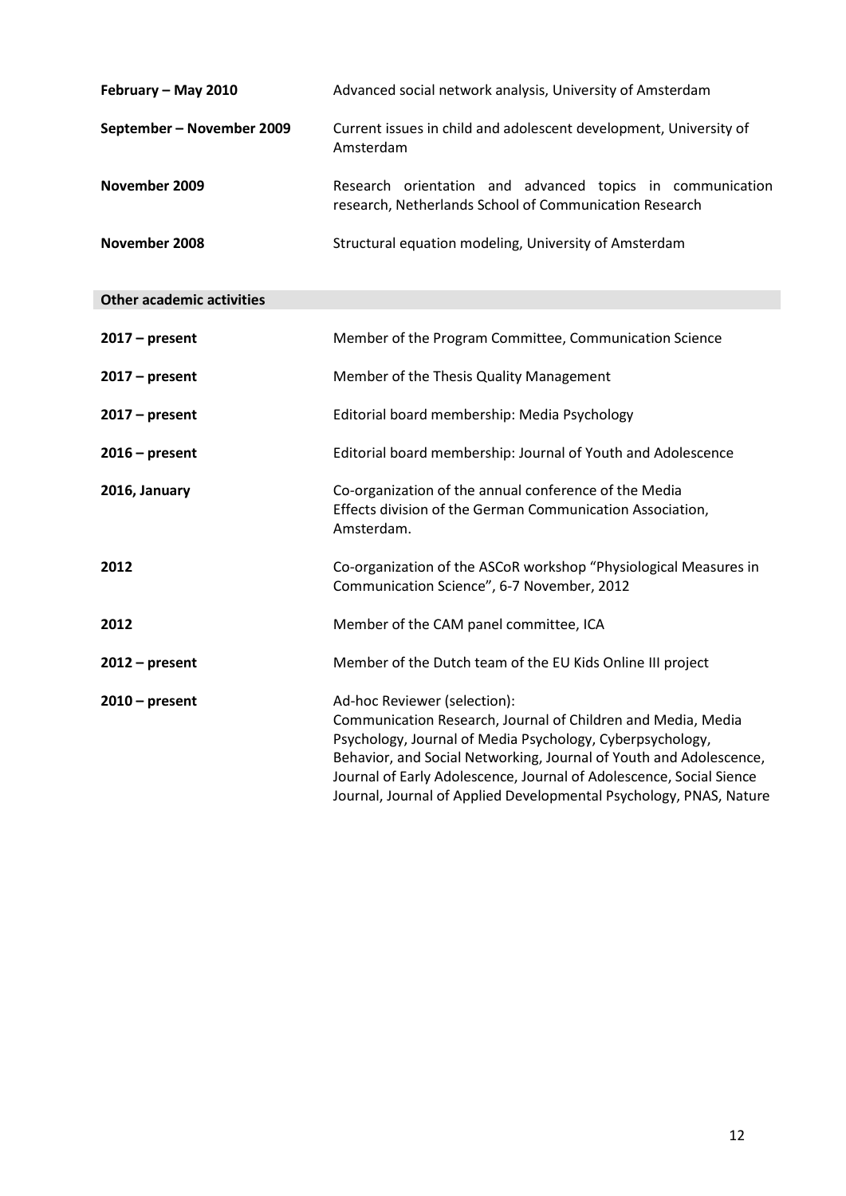**February – May 2010** Advanced social network analysis, University of Amsterdam

**September – November 2009** Current issues in child and adolescent development, University of Amsterdam

**November 2009** Research orientation and advanced topics in communication research, Netherlands School of Communication Research

**November 2008** Structural equation modeling, University of Amsterdam

## Other academic activities

**2017 – present** Member of the Program Committee, Communication Science

**2017 – present** Member of the Thesis Quality Management

**2017 – present** Editorial board membership: Media Psychology

**2016 – present** Editorial board membership: Journal of Youth and Adolescence

**2016, January** Co-organization of the annual conference of the Media Effects division of the German Communication Association, Amsterdam.

**2012** Co-organization of the ASCoR workshop "Physiological Measures in Communication Science", 6-7 November, 2012

**2012** Member of the CAM panel committee, ICA

**2012 – present** Member of the Dutch team of the EU Kids Online III project

**2010 – present** Ad-hoc Reviewer (selection):
Communication Research, Journal of Children and Media, Media Psychology, Journal of Media Psychology, Cyberpsychology, Behavior, and Social Networking, Journal of Youth and Adolescence, Journal of Early Adolescence, Journal of Adolescence, Social Sience Journal, Journal of Applied Developmental Psychology, PNAS, Nature